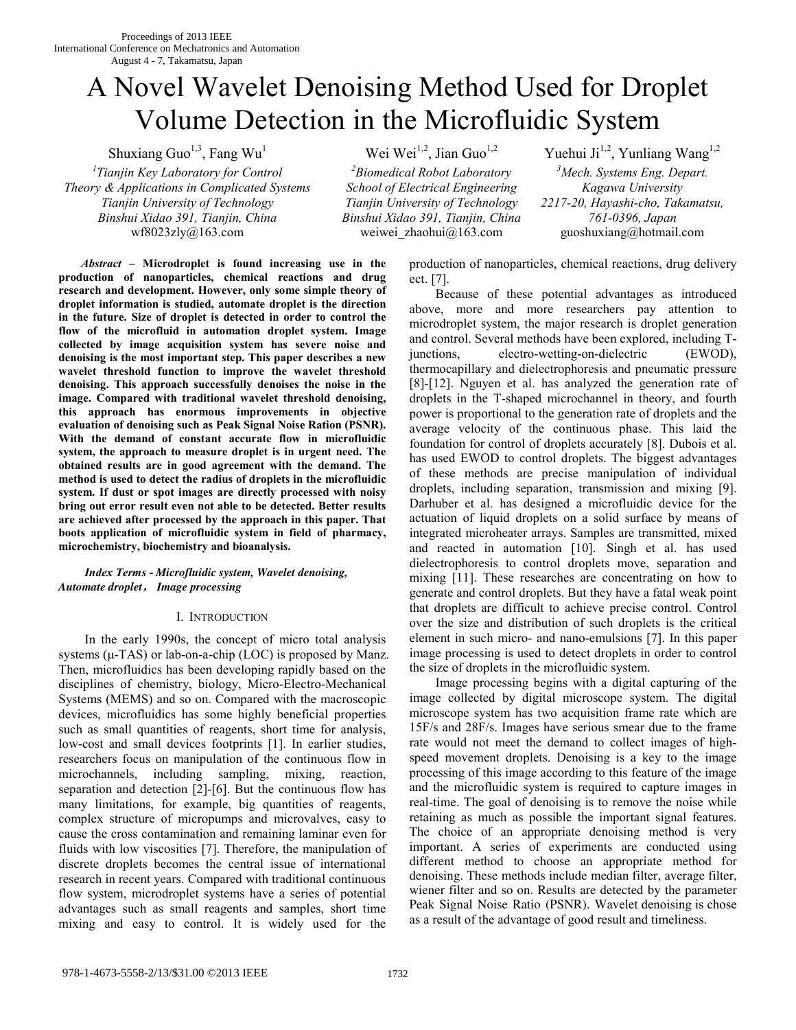# A Novel Wavelet Denoising Method Used for Droplet Volume Detection in the Microfluidic System

Shuxiang Guo[1,3], Fang Wu[1]

[1]*Tianjin Key Laboratory for Control Theory & Applications in Complicated Systems*
*Tianjin University of Technology*
*Binshui Xidao 391, Tianjin, China*
wf8023zly@163.com

Wei Wei[1,2], Jian Guo[1,2]

[2]*Biomedical Robot Laboratory*
*School of Electrical Engineering*
*Tianjin University of Technology*
*Binshui Xidao 391, Tianjin, China*
weiwei_zhaohui@163.com

Yuehui Ji[1,2], Yunliang Wang[1,2]

[3]*Mech. Systems Eng. Depart.*
*Kagawa University*
*2217-20, Hayashi-cho, Takamatsu, 761-0396, Japan*
guoshuxiang@hotmail.com

***Abstract*** **– Microdroplet is found increasing use in the production of nanoparticles, chemical reactions and drug research and development. However, only some simple theory of droplet information is studied, automate droplet is the direction in the future. Size of droplet is detected in order to control the flow of the microfluid in automation droplet system. Image collected by image acquisition system has severe noise and denoising is the most important step. This paper describes a new wavelet threshold function to improve the wavelet threshold denoising. This approach successfully denoises the noise in the image. Compared with traditional wavelet threshold denoising, this approach has enormous improvements in objective evaluation of denoising such as Peak Signal Noise Ration (PSNR). With the demand of constant accurate flow in microfluidic system, the approach to measure droplet is in urgent need. The obtained results are in good agreement with the demand. The method is used to detect the radius of droplets in the microfluidic system. If dust or spot images are directly processed with noisy bring out error result even not able to be detected. Better results are achieved after processed by the approach in this paper. That boots application of microfluidic system in field of pharmacy, microchemistry, biochemistry and bioanalysis.**

***Index Terms - Microfluidic system, Wavelet denoising, Automate droplet，Image processing***

## I. Introduction

In the early 1990s, the concept of micro total analysis systems (μ-TAS) or lab-on-a-chip (LOC) is proposed by Manz. Then, microfluidics has been developing rapidly based on the disciplines of chemistry, biology, Micro-Electro-Mechanical Systems (MEMS) and so on. Compared with the macroscopic devices, microfluidics has some highly beneficial properties such as small quantities of reagents, short time for analysis, low-cost and small devices footprints [1]. In earlier studies, researchers focus on manipulation of the continuous flow in microchannels, including sampling, mixing, reaction, separation and detection [2]-[6]. But the continuous flow has many limitations, for example, big quantities of reagents, complex structure of micropumps and microvalves, easy to cause the cross contamination and remaining laminar even for fluids with low viscosities [7]. Therefore, the manipulation of discrete droplets becomes the central issue of international research in recent years. Compared with traditional continuous flow system, microdroplet systems have a series of potential advantages such as small reagents and samples, short time mixing and easy to control. It is widely used for the production of nanoparticles, chemical reactions, drug delivery ect. [7].

Because of these potential advantages as introduced above, more and more researchers pay attention to microdroplet system, the major research is droplet generation and control. Several methods have been explored, including T-junctions, electro-wetting-on-dielectric (EWOD), thermocapillary and dielectrophoresis and pneumatic pressure [8]-[12]. Nguyen et al. has analyzed the generation rate of droplets in the T-shaped microchannel in theory, and fourth power is proportional to the generation rate of droplets and the average velocity of the continuous phase. This laid the foundation for control of droplets accurately [8]. Dubois et al. has used EWOD to control droplets. The biggest advantages of these methods are precise manipulation of individual droplets, including separation, transmission and mixing [9]. Darhuber et al. has designed a microfluidic device for the actuation of liquid droplets on a solid surface by means of integrated microheater arrays. Samples are transmitted, mixed and reacted in automation [10]. Singh et al. has used dielectrophoresis to control droplets move, separation and mixing [11]. These researches are concentrating on how to generate and control droplets. But they have a fatal weak point that droplets are difficult to achieve precise control. Control over the size and distribution of such droplets is the critical element in such micro- and nano-emulsions [7]. In this paper image processing is used to detect droplets in order to control the size of droplets in the microfluidic system.

Image processing begins with a digital capturing of the image collected by digital microscope system. The digital microscope system has two acquisition frame rate which are 15F/s and 28F/s. Images have serious smear due to the frame rate would not meet the demand to collect images of high-speed movement droplets. Denoising is a key to the image processing of this image according to this feature of the image and the microfluidic system is required to capture images in real-time. The goal of denoising is to remove the noise while retaining as much as possible the important signal features. The choice of an appropriate denoising method is very important. A series of experiments are conducted using different method to choose an appropriate method for denoising. These methods include median filter, average filter, wiener filter and so on. Results are detected by the parameter Peak Signal Noise Ratio (PSNR). Wavelet denoising is chose as a result of the advantage of good result and timeliness.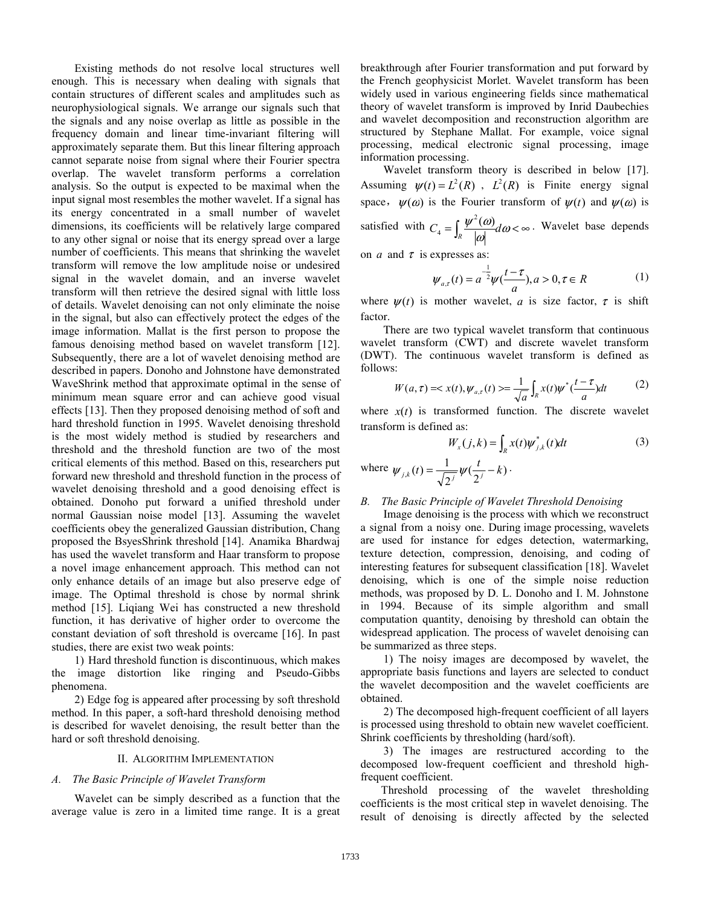Existing methods do not resolve local structures well enough. This is necessary when dealing with signals that contain structures of different scales and amplitudes such as neurophysiological signals. We arrange our signals such that the signals and any noise overlap as little as possible in the frequency domain and linear time-invariant filtering will approximately separate them. But this linear filtering approach cannot separate noise from signal where their Fourier spectra overlap. The wavelet transform performs a correlation analysis. So the output is expected to be maximal when the input signal most resembles the mother wavelet. If a signal has its energy concentrated in a small number of wavelet dimensions, its coefficients will be relatively large compared to any other signal or noise that its energy spread over a large number of coefficients. This means that shrinking the wavelet transform will remove the low amplitude noise or undesired signal in the wavelet domain, and an inverse wavelet transform will then retrieve the desired signal with little loss of details. Wavelet denoising can not only eliminate the noise in the signal, but also can effectively protect the edges of the image information. Mallat is the first person to propose the famous denoising method based on wavelet transform [12]. Subsequently, there are a lot of wavelet denoising method are described in papers. Donoho and Johnstone have demonstrated WaveShrink method that approximate optimal in the sense of minimum mean square error and can achieve good visual effects [13]. Then they proposed denoising method of soft and hard threshold function in 1995. Wavelet denoising threshold is the most widely method is studied by researchers and threshold and the threshold function are two of the most critical elements of this method. Based on this, researchers put forward new threshold and threshold function in the process of wavelet denoising threshold and a good denoising effect is obtained. Donoho put forward a unified threshold under normal Gaussian noise model [13]. Assuming the wavelet coefficients obey the generalized Gaussian distribution, Chang proposed the BsyesShrink threshold [14]. Anamika Bhardwaj has used the wavelet transform and Haar transform to propose a novel image enhancement approach. This method can not only enhance details of an image but also preserve edge of image. The Optimal threshold is chose by normal shrink method [15]. Liqiang Wei has constructed a new threshold function, it has derivative of higher order to overcome the constant deviation of soft threshold is overcame [16]. In past studies, there are exist two weak points:

1) Hard threshold function is discontinuous, which makes the image distortion like ringing and Pseudo-Gibbs phenomena.

2) Edge fog is appeared after processing by soft threshold method. In this paper, a soft-hard threshold denoising method is described for wavelet denoising, the result better than the hard or soft threshold denoising.

## II. Algorithm Implementation

### A. The Basic Principle of Wavelet Transform

Wavelet can be simply described as a function that the average value is zero in a limited time range. It is a great breakthrough after Fourier transformation and put forward by the French geophysicist Morlet. Wavelet transform has been widely used in various engineering fields since mathematical theory of wavelet transform is improved by Inrid Daubechies and wavelet decomposition and reconstruction algorithm are structured by Stephane Mallat. For example, voice signal processing, medical electronic signal processing, image information processing.

Wavelet transform theory is described in below [17]. Assuming $\psi(t) = L^2(R)$ , $L^2(R)$ is Finite energy signal space, $\psi(\omega)$ is the Fourier transform of $\psi(t)$ and $\psi(\omega)$ is satisfied with $C_4 = \int_R \frac{\psi^2(\omega)}{|\omega|} d\omega < \infty$. Wavelet base depends on $a$ and $\tau$ is expresses as:

$$\psi_{a,\tau}(t) = a^{-\frac{1}{2}}\psi(\frac{t-\tau}{a}), a > 0, \tau \in R \tag{1}$$

where $\psi(t)$ is mother wavelet, $a$ is size factor, $\tau$ is shift factor.

There are two typical wavelet transform that continuous wavelet transform (CWT) and discrete wavelet transform (DWT). The continuous wavelet transform is defined as follows:

$$W(a,\tau) = < x(t), \psi_{a,\tau}(t) > = \frac{1}{\sqrt{a}} \int_R x(t) \psi^*(\frac{t-\tau}{a}) dt \tag{2}$$

where $x(t)$ is transformed function. The discrete wavelet transform is defined as:

$$W_x(j,k) = \int_R x(t) \psi^*_{j,k}(t) dt \tag{3}$$

where $\psi_{j,k}(t) = \frac{1}{\sqrt{2^j}} \psi(\frac{t}{2^j} - k)$.

### B. The Basic Principle of Wavelet Threshold Denoising

Image denoising is the process with which we reconstruct a signal from a noisy one. During image processing, wavelets are used for instance for edges detection, watermarking, texture detection, compression, denoising, and coding of interesting features for subsequent classification [18]. Wavelet denoising, which is one of the simple noise reduction methods, was proposed by D. L. Donoho and I. M. Johnstone in 1994. Because of its simple algorithm and small computation quantity, denoising by threshold can obtain the widespread application. The process of wavelet denoising can be summarized as three steps.

1) The noisy images are decomposed by wavelet, the appropriate basis functions and layers are selected to conduct the wavelet decomposition and the wavelet coefficients are obtained.

2) The decomposed high-frequent coefficient of all layers is processed using threshold to obtain new wavelet coefficient. Shrink coefficients by thresholding (hard/soft).

3) The images are restructured according to the decomposed low-frequent coefficient and threshold high-frequent coefficient.

Threshold processing of the wavelet thresholding coefficients is the most critical step in wavelet denoising. The result of denoising is directly affected by the selected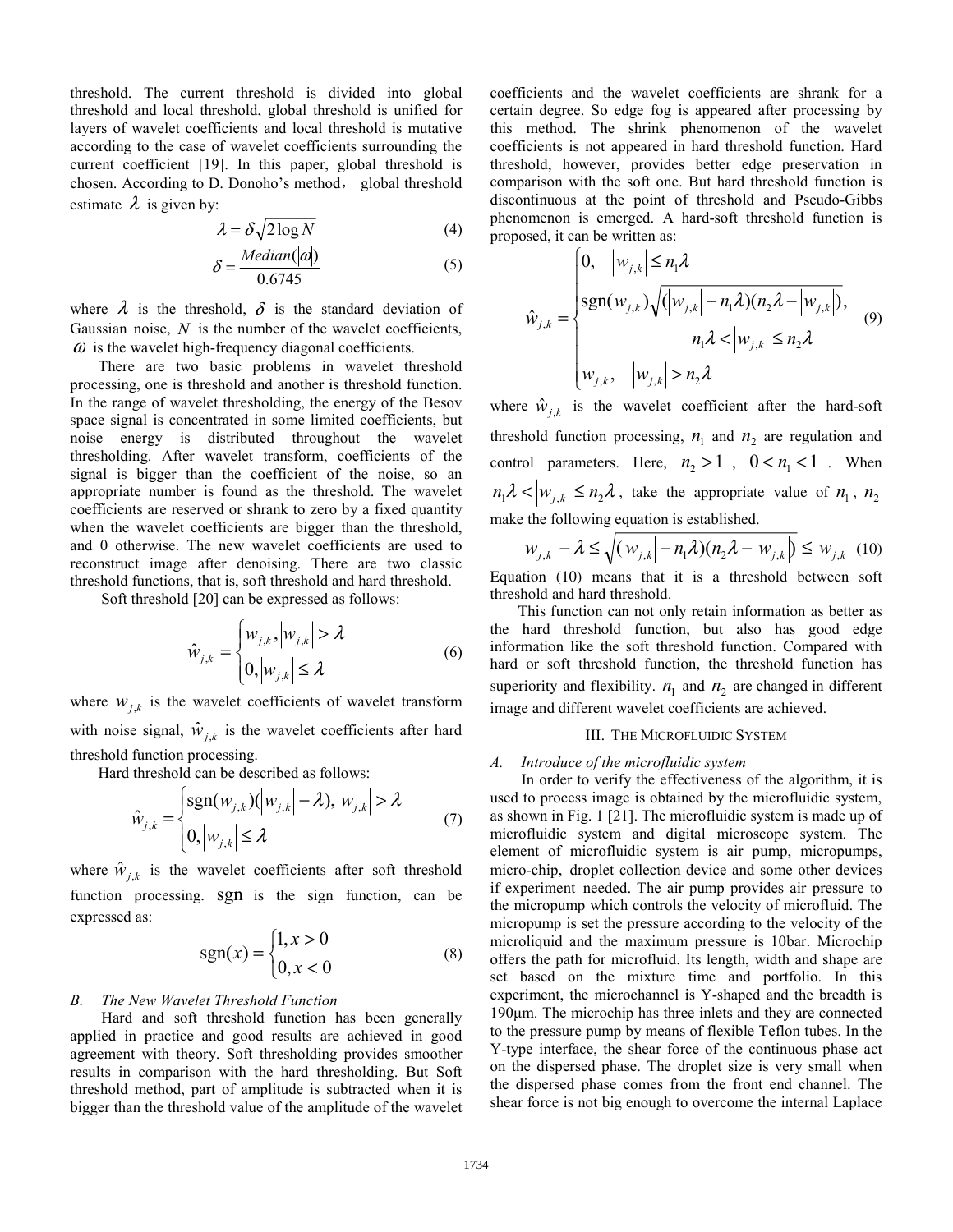threshold. The current threshold is divided into global threshold and local threshold, global threshold is unified for layers of wavelet coefficients and local threshold is mutative according to the case of wavelet coefficients surrounding the current coefficient [19]. In this paper, global threshold is chosen. According to D. Donoho's method, global threshold estimate $\lambda$ is given by:

$$\lambda = \delta\sqrt{2\log N} \tag{4}$$

$$\delta = \frac{Median(|\omega|)}{0.6745} \tag{5}$$

where $\lambda$ is the threshold, $\delta$ is the standard deviation of Gaussian noise, $N$ is the number of the wavelet coefficients, $\omega$ is the wavelet high-frequency diagonal coefficients.

There are two basic problems in wavelet threshold processing, one is threshold and another is threshold function. In the range of wavelet thresholding, the energy of the Besov space signal is concentrated in some limited coefficients, but noise energy is distributed throughout the wavelet thresholding. After wavelet transform, coefficients of the signal is bigger than the coefficient of the noise, so an appropriate number is found as the threshold. The wavelet coefficients are reserved or shrank to zero by a fixed quantity when the wavelet coefficients are bigger than the threshold, and 0 otherwise. The new wavelet coefficients are used to reconstruct image after denoising. There are two classic threshold functions, that is, soft threshold and hard threshold.

Soft threshold [20] can be expressed as follows:

$$\hat{w}_{j,k} = \begin{cases} w_{j,k}, |w_{j,k}| > \lambda \\ 0, |w_{j,k}| \le \lambda \end{cases} \tag{6}$$

where $w_{j,k}$ is the wavelet coefficients of wavelet transform with noise signal, $\hat{w}_{j,k}$ is the wavelet coefficients after hard threshold function processing.

Hard threshold can be described as follows:

$$\hat{w}_{j,k} = \begin{cases} \operatorname{sgn}(w_{j,k})(|w_{j,k}| - \lambda), |w_{j,k}| > \lambda \\ 0, |w_{j,k}| \le \lambda \end{cases} \tag{7}$$

where $\hat{w}_{j,k}$ is the wavelet coefficients after soft threshold function processing. sgn is the sign function, can be expressed as:

$$\operatorname{sgn}(x) = \begin{cases} 1, x > 0 \\ 0, x < 0 \end{cases} \tag{8}$$

### *B. The New Wavelet Threshold Function*

Hard and soft threshold function has been generally applied in practice and good results are achieved in good agreement with theory. Soft thresholding provides smoother results in comparison with the hard thresholding. But Soft threshold method, part of amplitude is subtracted when it is bigger than the threshold value of the amplitude of the wavelet coefficients and the wavelet coefficients are shrank for a certain degree. So edge fog is appeared after processing by this method. The shrink phenomenon of the wavelet coefficients is not appeared in hard threshold function. Hard threshold, however, provides better edge preservation in comparison with the soft one. But hard threshold function is discontinuous at the point of threshold and Pseudo-Gibbs phenomenon is emerged. A hard-soft threshold function is proposed, it can be written as:

$$\hat{w}_{j,k} = \begin{cases} 0, & |w_{j,k}| \le n_1\lambda \\ \operatorname{sgn}(w_{j,k})\sqrt{(|w_{j,k}| - n_1\lambda)(n_2\lambda - |w_{j,k}|)}, & n_1\lambda < |w_{j,k}| \le n_2\lambda \\ w_{j,k}, & |w_{j,k}| > n_2\lambda \end{cases} \tag{9}$$

where $\hat{w}_{j,k}$ is the wavelet coefficient after the hard-soft threshold function processing, $n_1$ and $n_2$ are regulation and control parameters. Here, $n_2 > 1$ , $0 < n_1 < 1$ . When $n_1\lambda < |w_{j,k}| \le n_2\lambda$, take the appropriate value of $n_1$, $n_2$ make the following equation is established.

$$|w_{j,k}| - \lambda \le \sqrt{(|w_{j,k}| - n_1\lambda)(n_2\lambda - |w_{j,k}|)} \le |w_{j,k}| \tag{10}$$

Equation (10) means that it is a threshold between soft threshold and hard threshold.

This function can not only retain information as better as the hard threshold function, but also has good edge information like the soft threshold function. Compared with hard or soft threshold function, the threshold function has superiority and flexibility. $n_1$ and $n_2$ are changed in different image and different wavelet coefficients are achieved.

## III. The Microfluidic System

### *A. Introduce of the microfluidic system*

In order to verify the effectiveness of the algorithm, it is used to process image is obtained by the microfluidic system, as shown in Fig. 1 [21]. The microfluidic system is made up of microfluidic system and digital microscope system. The element of microfluidic system is air pump, micropumps, micro-chip, droplet collection device and some other devices if experiment needed. The air pump provides air pressure to the micropump which controls the velocity of microfluid. The micropump is set the pressure according to the velocity of the microliquid and the maximum pressure is 10bar. Microchip offers the path for microfluid. Its length, width and shape are set based on the mixture time and portfolio. In this experiment, the microchannel is Y-shaped and the breadth is 190μm. The microchip has three inlets and they are connected to the pressure pump by means of flexible Teflon tubes. In the Y-type interface, the shear force of the continuous phase act on the dispersed phase. The droplet size is very small when the dispersed phase comes from the front end channel. The shear force is not big enough to overcome the internal Laplace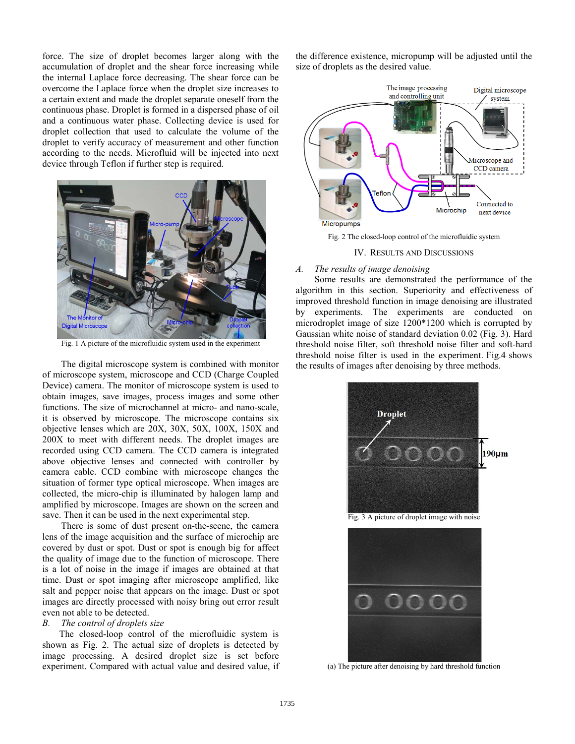force. The size of droplet becomes larger along with the accumulation of droplet and the shear force increasing while the internal Laplace force decreasing. The shear force can be overcome the Laplace force when the droplet size increases to a certain extent and made the droplet separate oneself from the continuous phase. Droplet is formed in a dispersed phase of oil and a continuous water phase. Collecting device is used for droplet collection that used to calculate the volume of the droplet to verify accuracy of measurement and other function according to the needs. Microfluid will be injected into next device through Teflon if further step is required.

CCD

Micro-pump

Microscope

Tube

The Monitor of Digital Microscope

Micro-chip

Droplet collection

Fig. 1 A picture of the microfluidic system used in the experiment

The digital microscope system is combined with monitor of microscope system, microscope and CCD (Charge Coupled Device) camera. The monitor of microscope system is used to obtain images, save images, process images and some other functions. The size of microchannel at micro- and nano-scale, it is observed by microscope. The microscope contains six objective lenses which are 20X, 30X, 50X, 100X, 150X and 200X to meet with different needs. The droplet images are recorded using CCD camera. The CCD camera is integrated above objective lenses and connected with controller by camera cable. CCD combine with microscope changes the situation of former type optical microscope. When images are collected, the micro-chip is illuminated by halogen lamp and amplified by microscope. Images are shown on the screen and save. Then it can be used in the next experimental step.

There is some of dust present on-the-scene, the camera lens of the image acquisition and the surface of microchip are covered by dust or spot. Dust or spot is enough big for affect the quality of image due to the function of microscope. There is a lot of noise in the image if images are obtained at that time. Dust or spot imaging after microscope amplified, like salt and pepper noise that appears on the image. Dust or spot images are directly processed with noisy bring out error result even not able to be detected.

*B. The control of droplets size*

The closed-loop control of the microfluidic system is shown as Fig. 2. The actual size of droplets is detected by image processing. A desired droplet size is set before experiment. Compared with actual value and desired value, if the difference existence, micropump will be adjusted until the size of droplets as the desired value.

The image processing and controlling unit

Digital microscope system

Microscope and CCD camera

Teflon

Microchip

Connected to next device

Micropumps

Fig. 2 The closed-loop control of the microfluidic system

## IV. Results and Discussions

*A. The results of image denoising*

Some results are demonstrated the performance of the algorithm in this section. Superiority and effectiveness of improved threshold function in image denoising are illustrated by experiments. The experiments are conducted on microdroplet image of size 1200*1200 which is corrupted by Gaussian white noise of standard deviation 0.02 (Fig. 3). Hard threshold noise filter, soft threshold noise filter and soft-hard threshold noise filter is used in the experiment. Fig.4 shows the results of images after denoising by three methods.

Droplet

190μm

Fig. 3 A picture of droplet image with noise

(a) The picture after denoising by hard threshold function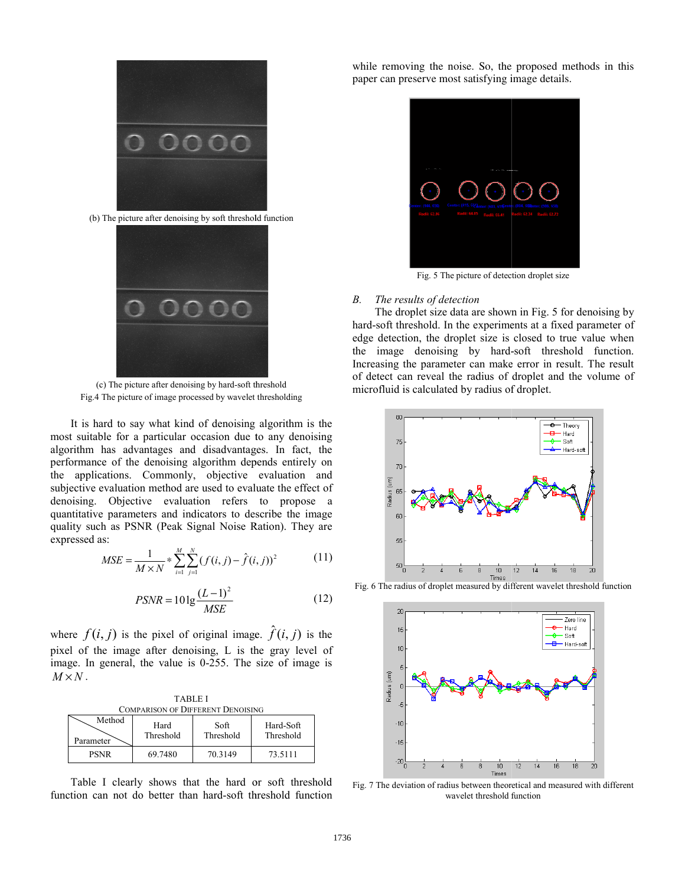(b) The picture after denoising by soft threshold function

(c) The picture after denoising by hard-soft threshold

Fig.4 The picture of image processed by wavelet thresholding

It is hard to say what kind of denoising algorithm is the most suitable for a particular occasion due to any denoising algorithm has advantages and disadvantages. In fact, the performance of the denoising algorithm depends entirely on the applications. Commonly, objective evaluation and subjective evaluation method are used to evaluate the effect of denoising. Objective evaluation refers to propose a quantitative parameters and indicators to describe the image quality such as PSNR (Peak Signal Noise Ration). They are expressed as:

$$MSE = \frac{1}{M \times N} * \sum_{i=1}^{M} \sum_{j=1}^{N} (f(i,j) - \hat{f}(i,j))^2 \quad (11)$$

$$PSNR = 10 \lg \frac{(L-1)^2}{MSE} \quad (12)$$

where $f(i,j)$ is the pixel of original image. $\hat{f}(i,j)$ is the pixel of the image after denoising, L is the gray level of image. In general, the value is 0-255. The size of image is $M \times N$.

TABLE I
COMPARISON OF DIFFERENT DENOISING

| Parameter \ Method | Hard Threshold | Soft Threshold | Hard-Soft Threshold |
|---|---|---|---|
| PSNR | 69.7480 | 70.3149 | 73.5111 |

Table I clearly shows that the hard or soft threshold function can not do better than hard-soft threshold function while removing the noise. So, the proposed methods in this paper can preserve most satisfying image details.

Fig. 5 The picture of detection droplet size

### *B. The results of detection*

The droplet size data are shown in Fig. 5 for denoising by hard-soft threshold. In the experiments at a fixed parameter of edge detection, the droplet size is closed to true value when the image denoising by hard-soft threshold function. Increasing the parameter can make error in result. The result of detect can reveal the radius of droplet and the volume of microfluid is calculated by radius of droplet.

Fig. 6 The radius of droplet measured by different wavelet threshold function

Fig. 7 The deviation of radius between theoretical and measured with different wavelet threshold function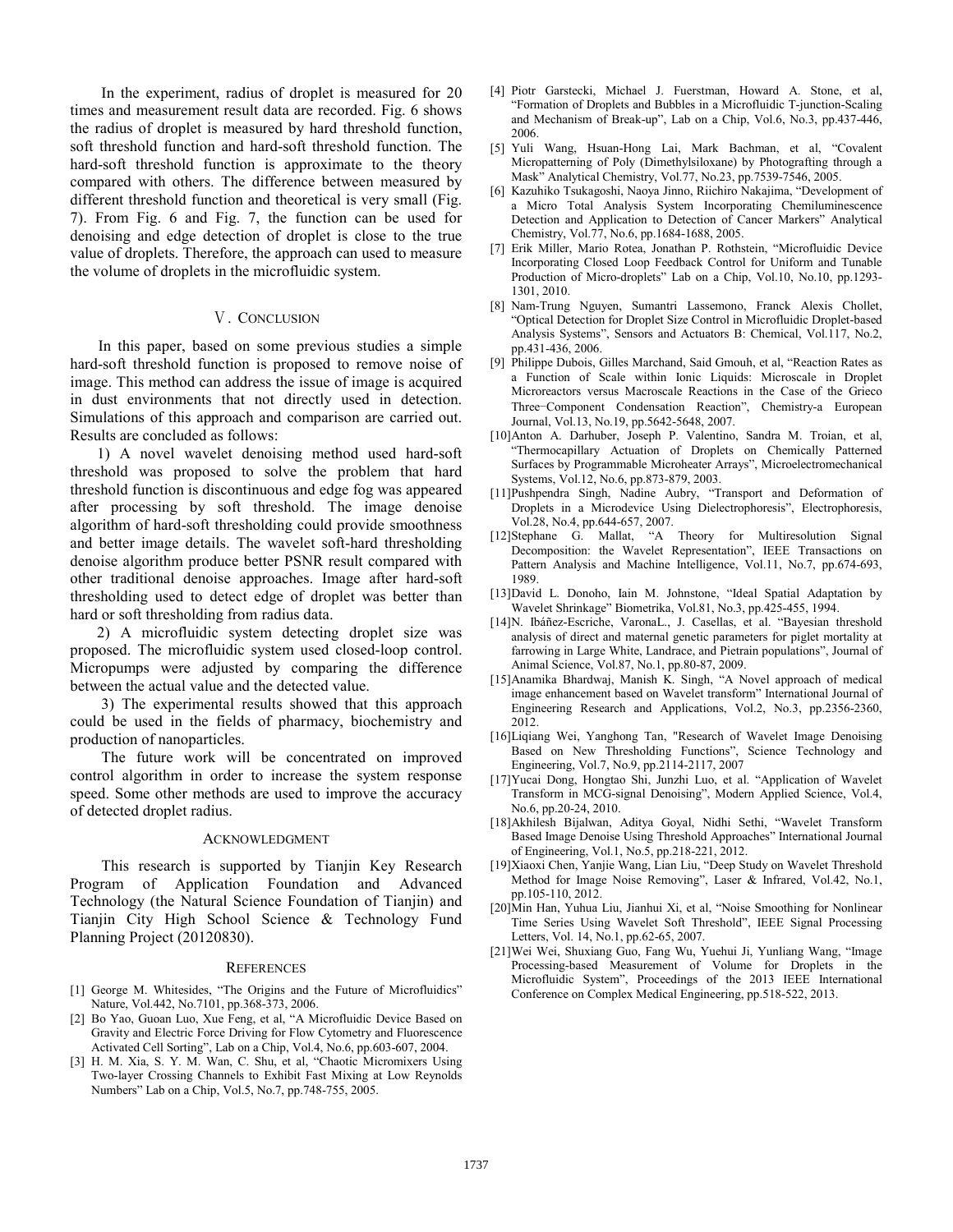In the experiment, radius of droplet is measured for 20 times and measurement result data are recorded. Fig. 6 shows the radius of droplet is measured by hard threshold function, soft threshold function and hard-soft threshold function. The hard-soft threshold function is approximate to the theory compared with others. The difference between measured by different threshold function and theoretical is very small (Fig. 7). From Fig. 6 and Fig. 7, the function can be used for denoising and edge detection of droplet is close to the true value of droplets. Therefore, the approach can used to measure the volume of droplets in the microfluidic system.

## V. CONCLUSION

In this paper, based on some previous studies a simple hard-soft threshold function is proposed to remove noise of image. This method can address the issue of image is acquired in dust environments that not directly used in detection. Simulations of this approach and comparison are carried out. Results are concluded as follows:

1) A novel wavelet denoising method used hard-soft threshold was proposed to solve the problem that hard threshold function is discontinuous and edge fog was appeared after processing by soft threshold. The image denoise algorithm of hard-soft thresholding could provide smoothness and better image details. The wavelet soft-hard thresholding denoise algorithm produce better PSNR result compared with other traditional denoise approaches. Image after hard-soft thresholding used to detect edge of droplet was better than hard or soft thresholding from radius data.

2) A microfluidic system detecting droplet size was proposed. The microfluidic system used closed-loop control. Micropumps were adjusted by comparing the difference between the actual value and the detected value.

3) The experimental results showed that this approach could be used in the fields of pharmacy, biochemistry and production of nanoparticles.

The future work will be concentrated on improved control algorithm in order to increase the system response speed. Some other methods are used to improve the accuracy of detected droplet radius.

## ACKNOWLEDGMENT

This research is supported by Tianjin Key Research Program of Application Foundation and Advanced Technology (the Natural Science Foundation of Tianjin) and Tianjin City High School Science & Technology Fund Planning Project (20120830).

## REFERENCES

[1] George M. Whitesides, "The Origins and the Future of Microfluidics" Nature, Vol.442, No.7101, pp.368-373, 2006.

[2] Bo Yao, Guoan Luo, Xue Feng, et al, "A Microfluidic Device Based on Gravity and Electric Force Driving for Flow Cytometry and Fluorescence Activated Cell Sorting", Lab on a Chip, Vol.4, No.6, pp.603-607, 2004.

[3] H. M. Xia, S. Y. M. Wan, C. Shu, et al, "Chaotic Micromixers Using Two-layer Crossing Channels to Exhibit Fast Mixing at Low Reynolds Numbers" Lab on a Chip, Vol.5, No.7, pp.748-755, 2005.

[4] Piotr Garstecki, Michael J. Fuerstman, Howard A. Stone, et al, "Formation of Droplets and Bubbles in a Microfluidic T-junction-Scaling and Mechanism of Break-up", Lab on a Chip, Vol.6, No.3, pp.437-446, 2006.

[5] Yuli Wang, Hsuan-Hong Lai, Mark Bachman, et al, "Covalent Micropatterning of Poly (Dimethylsiloxane) by Photografting through a Mask" Analytical Chemistry, Vol.77, No.23, pp.7539-7546, 2005.

[6] Kazuhiko Tsukagoshi, Naoya Jinno, Riichiro Nakajima, "Development of a Micro Total Analysis System Incorporating Chemiluminescence Detection and Application to Detection of Cancer Markers" Analytical Chemistry, Vol.77, No.6, pp.1684-1688, 2005.

[7] Erik Miller, Mario Rotea, Jonathan P. Rothstein, "Microfluidic Device Incorporating Closed Loop Feedback Control for Uniform and Tunable Production of Micro-droplets" Lab on a Chip, Vol.10, No.10, pp.1293-1301, 2010.

[8] Nam-Trung Nguyen, Sumantri Lassemono, Franck Alexis Chollet, "Optical Detection for Droplet Size Control in Microfluidic Droplet-based Analysis Systems", Sensors and Actuators B: Chemical, Vol.117, No.2, pp.431-436, 2006.

[9] Philippe Dubois, Gilles Marchand, Said Gmouh, et al, "Reaction Rates as a Function of Scale within Ionic Liquids: Microscale in Droplet Microreactors versus Macroscale Reactions in the Case of the Grieco Three−Component Condensation Reaction", Chemistry-a European Journal, Vol.13, No.19, pp.5642-5648, 2007.

[10] Anton A. Darhuber, Joseph P. Valentino, Sandra M. Troian, et al, "Thermocapillary Actuation of Droplets on Chemically Patterned Surfaces by Programmable Microheater Arrays", Microelectromechanical Systems, Vol.12, No.6, pp.873-879, 2003.

[11] Pushpendra Singh, Nadine Aubry, "Transport and Deformation of Droplets in a Microdevice Using Dielectrophoresis", Electrophoresis, Vol.28, No.4, pp.644-657, 2007.

[12] Stephane G. Mallat, "A Theory for Multiresolution Signal Decomposition: the Wavelet Representation", IEEE Transactions on Pattern Analysis and Machine Intelligence, Vol.11, No.7, pp.674-693, 1989.

[13] David L. Donoho, Iain M. Johnstone, "Ideal Spatial Adaptation by Wavelet Shrinkage" Biometrika, Vol.81, No.3, pp.425-455, 1994.

[14] N. Ibáñez-Escriche, VaronaL., J. Casellas, et al. "Bayesian threshold analysis of direct and maternal genetic parameters for piglet mortality at farrowing in Large White, Landrace, and Pietrain populations", Journal of Animal Science, Vol.87, No.1, pp.80-87, 2009.

[15] Anamika Bhardwaj, Manish K. Singh, "A Novel approach of medical image enhancement based on Wavelet transform" International Journal of Engineering Research and Applications, Vol.2, No.3, pp.2356-2360, 2012.

[16] Liqiang Wei, Yanghong Tan, "Research of Wavelet Image Denoising Based on New Thresholding Functions", Science Technology and Engineering, Vol.7, No.9, pp.2114-2117, 2007

[17] Yucai Dong, Hongtao Shi, Junzhi Luo, et al. "Application of Wavelet Transform in MCG-signal Denoising", Modern Applied Science, Vol.4, No.6, pp.20-24, 2010.

[18] Akhilesh Bijalwan, Aditya Goyal, Nidhi Sethi, "Wavelet Transform Based Image Denoise Using Threshold Approaches" International Journal of Engineering, Vol.1, No.5, pp.218-221, 2012.

[19] Xiaoxi Chen, Yanjie Wang, Lian Liu, "Deep Study on Wavelet Threshold Method for Image Noise Removing", Laser & Infrared, Vol.42, No.1, pp.105-110, 2012.

[20] Min Han, Yuhua Liu, Jianhui Xi, et al, "Noise Smoothing for Nonlinear Time Series Using Wavelet Soft Threshold", IEEE Signal Processing Letters, Vol. 14, No.1, pp.62-65, 2007.

[21] Wei Wei, Shuxiang Guo, Fang Wu, Yuehui Ji, Yunliang Wang, "Image Processing-based Measurement of Volume for Droplets in the Microfluidic System", Proceedings of the 2013 IEEE International Conference on Complex Medical Engineering, pp.518-522, 2013.